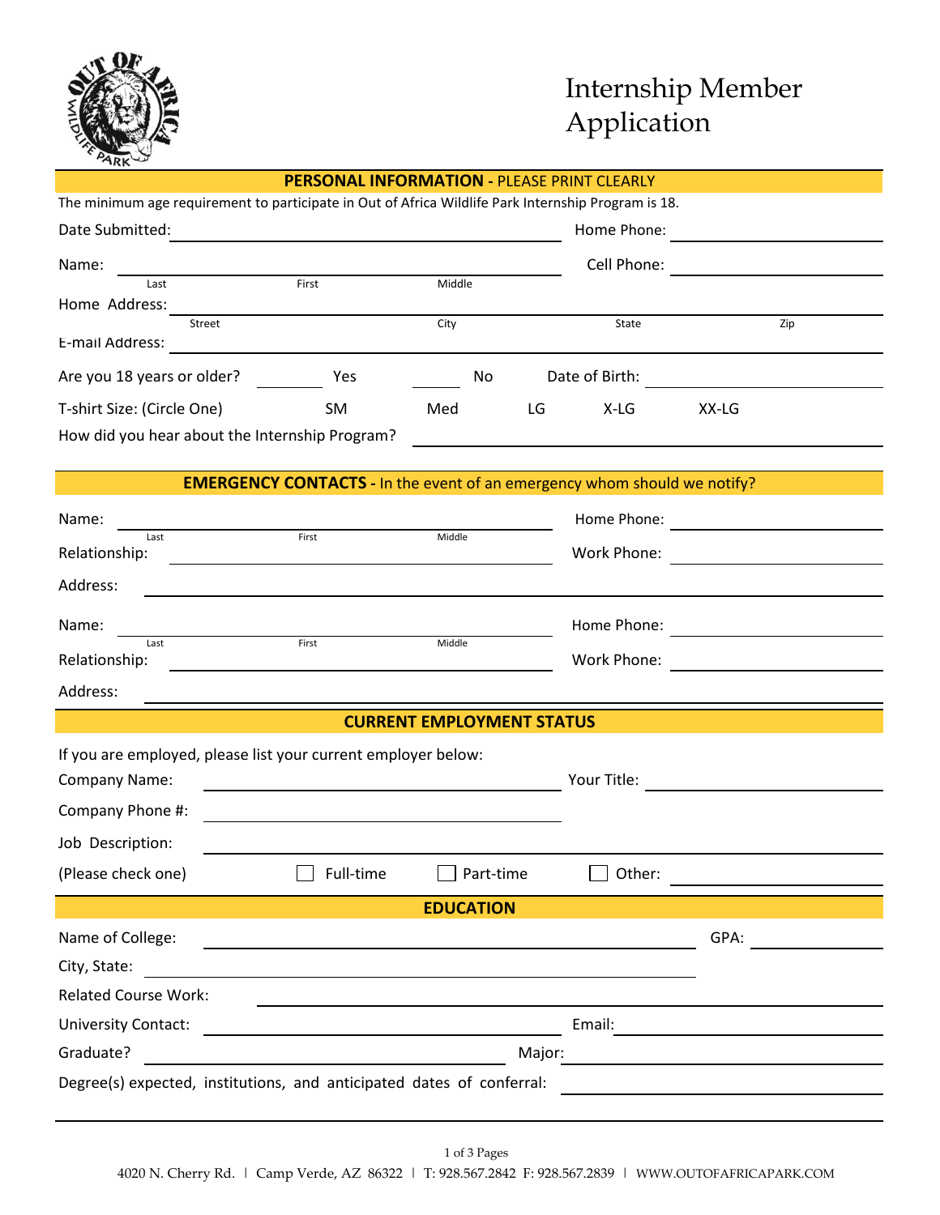# Internship Member Application

## PERSONAL INFORMATION - PLEASE PRINT CLEARLY

The minimum age requirement to participate in Out of Africa Wildlife Park Internship Program is 18.

Date Submitted: ______________________ Home Phone: ______________________

Name: ______________________ Cell Phone: ______________________
Last First Middle

Home Address: ______________________
Street City State Zip

E-mail Address: ______________________

Are you 18 years or older? _____ Yes _____ No Date of Birth: ______________________

T-shirt Size: (Circle One) SM Med LG X-LG XX-LG

How did you hear about the Internship Program? ______________________

## EMERGENCY CONTACTS - In the event of an emergency whom should we notify?

Name: ______________________ Home Phone: ______________________
Last First Middle

Relationship: ______________________ Work Phone: ______________________

Address: ______________________

Name: ______________________ Home Phone: ______________________
Last First Middle

Relationship: ______________________ Work Phone: ______________________

Address: ______________________

## CURRENT EMPLOYMENT STATUS

If you are employed, please list your current employer below:

Company Name: ______________________ Your Title: ______________________

Company Phone #: ______________________

Job Description: ______________________

(Please check one) ☐ Full-time ☐ Part-time ☐ Other: ______________________

## EDUCATION

Name of College: ______________________ GPA: __________

City, State: ______________________

Related Course Work: ______________________

University Contact: ______________________ Email: ______________________

Graduate? ______________________ Major: ______________________

Degree(s) expected, institutions, and anticipated dates of conferral: ______________________

4020 N. Cherry Rd. | Camp Verde, AZ 86322 | T: 928.567.2842 F: 928.567.2839 | WWW.OUTOFAFRICAPARK.COM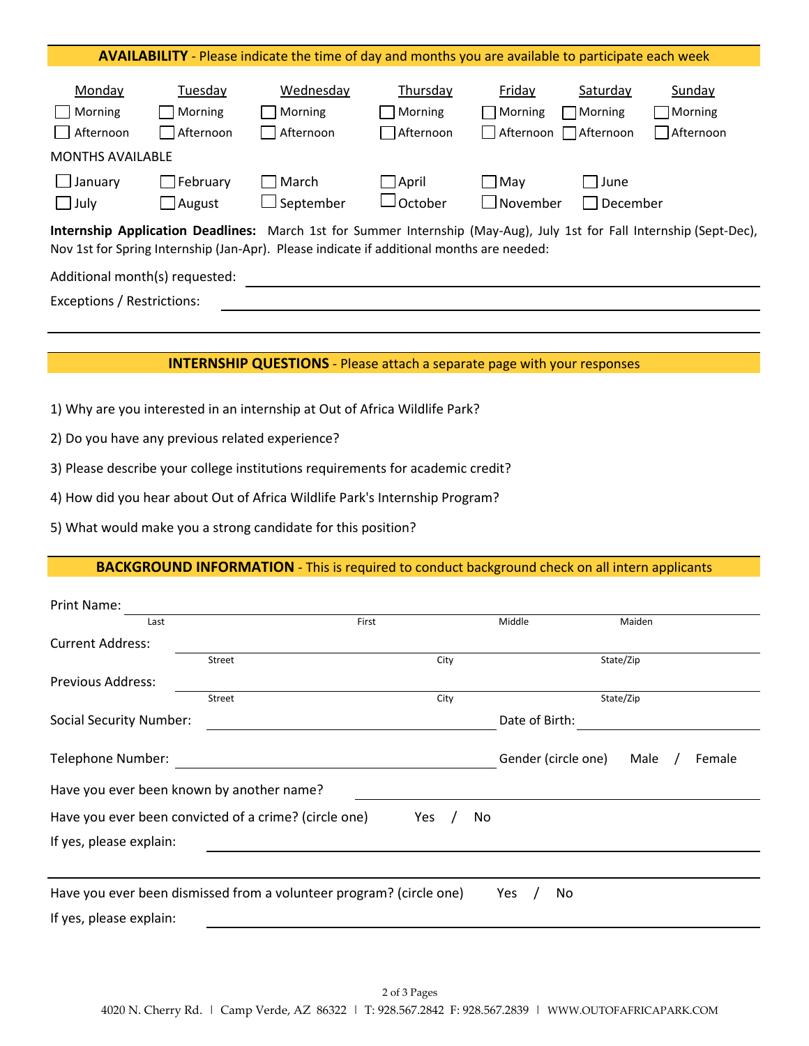## AVAILABILITY - Please indicate the time of day and months you are available to participate each week

| Monday | Tuesday | Wednesday | Thursday | Friday | Saturday | Sunday |
|---|---|---|---|---|---|---|
| ☐ Morning | ☐ Morning | ☐ Morning | ☐ Morning | ☐ Morning | ☐ Morning | ☐ Morning |
| ☐ Afternoon | ☐ Afternoon | ☐ Afternoon | ☐ Afternoon | ☐ Afternoon | ☐ Afternoon | ☐ Afternoon |

MONTHS AVAILABLE

| | | | | | |
|---|---|---|---|---|---|
| ☐ January | ☐ February | ☐ March | ☐ April | ☐ May | ☐ June |
| ☐ July | ☐ August | ☐ September | ☐ October | ☐ November | ☐ December |

**Internship Application Deadlines:** March 1st for Summer Internship (May-Aug), July 1st for Fall Internship (Sept-Dec), Nov 1st for Spring Internship (Jan-Apr). Please indicate if additional months are needed:

Additional month(s) requested: ______________________________

Exceptions / Restrictions: ______________________________

______________________________

## INTERNSHIP QUESTIONS - Please attach a separate page with your responses

1) Why are you interested in an internship at Out of Africa Wildlife Park?

2) Do you have any previous related experience?

3) Please describe your college institutions requirements for academic credit?

4) How did you hear about Out of Africa Wildlife Park's Internship Program?

5) What would make you a strong candidate for this position?

## BACKGROUND INFORMATION - This is required to conduct background check on all intern applicants

Print Name: ______________________________
Last First Middle Maiden

Current Address: ______________________________
Street City State/Zip

Previous Address: ______________________________
Street City State/Zip

Social Security Number: ____________________ Date of Birth: ____________________

Telephone Number: ____________________ Gender (circle one) Male / Female

Have you ever been known by another name? ____________________

Have you ever been convicted of a crime? (circle one) Yes / No

If yes, please explain: ______________________________

______________________________

Have you ever been dismissed from a volunteer program? (circle one) Yes / No

If yes, please explain: ______________________________

4020 N. Cherry Rd. | Camp Verde, AZ 86322 | T: 928.567.2842 F: 928.567.2839 | WWW.OUTOFAFRICAPARK.COM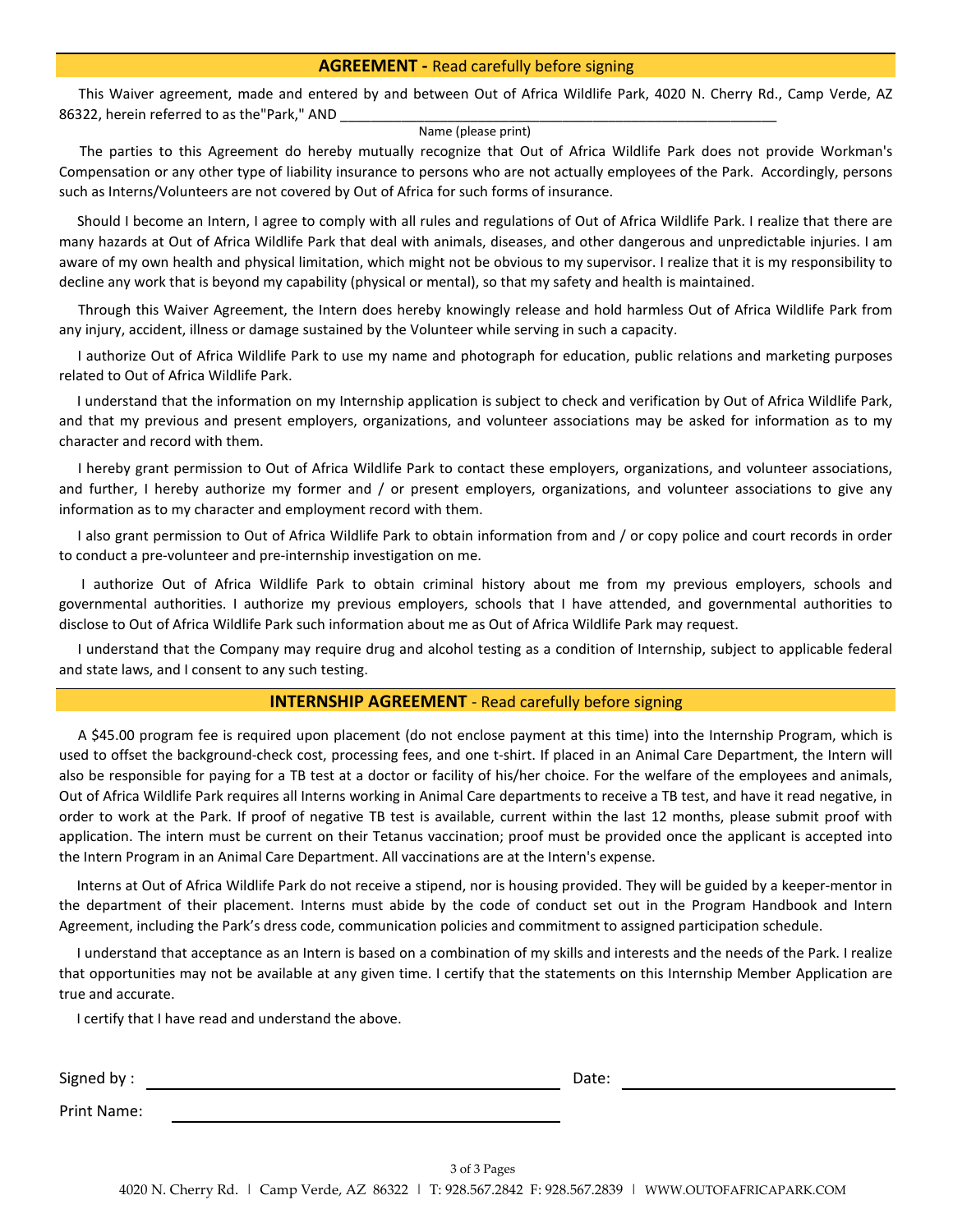## **AGREEMENT -** Read carefully before signing

This Waiver agreement, made and entered by and between Out of Africa Wildlife Park, 4020 N. Cherry Rd., Camp Verde, AZ 86322, herein referred to as the"Park," AND ________________________________________________________

Name (please print)

The parties to this Agreement do hereby mutually recognize that Out of Africa Wildlife Park does not provide Workman's Compensation or any other type of liability insurance to persons who are not actually employees of the Park. Accordingly, persons such as Interns/Volunteers are not covered by Out of Africa for such forms of insurance.

Should I become an Intern, I agree to comply with all rules and regulations of Out of Africa Wildlife Park. I realize that there are many hazards at Out of Africa Wildlife Park that deal with animals, diseases, and other dangerous and unpredictable injuries. I am aware of my own health and physical limitation, which might not be obvious to my supervisor. I realize that it is my responsibility to decline any work that is beyond my capability (physical or mental), so that my safety and health is maintained.

Through this Waiver Agreement, the Intern does hereby knowingly release and hold harmless Out of Africa Wildlife Park from any injury, accident, illness or damage sustained by the Volunteer while serving in such a capacity.

I authorize Out of Africa Wildlife Park to use my name and photograph for education, public relations and marketing purposes related to Out of Africa Wildlife Park.

I understand that the information on my Internship application is subject to check and verification by Out of Africa Wildlife Park, and that my previous and present employers, organizations, and volunteer associations may be asked for information as to my character and record with them.

I hereby grant permission to Out of Africa Wildlife Park to contact these employers, organizations, and volunteer associations, and further, I hereby authorize my former and / or present employers, organizations, and volunteer associations to give any information as to my character and employment record with them.

I also grant permission to Out of Africa Wildlife Park to obtain information from and / or copy police and court records in order to conduct a pre-volunteer and pre-internship investigation on me.

I authorize Out of Africa Wildlife Park to obtain criminal history about me from my previous employers, schools and governmental authorities. I authorize my previous employers, schools that I have attended, and governmental authorities to disclose to Out of Africa Wildlife Park such information about me as Out of Africa Wildlife Park may request.

I understand that the Company may require drug and alcohol testing as a condition of Internship, subject to applicable federal and state laws, and I consent to any such testing.

## **INTERNSHIP AGREEMENT** - Read carefully before signing

A $45.00 program fee is required upon placement (do not enclose payment at this time) into the Internship Program, which is used to offset the background-check cost, processing fees, and one t-shirt. If placed in an Animal Care Department, the Intern will also be responsible for paying for a TB test at a doctor or facility of his/her choice. For the welfare of the employees and animals, Out of Africa Wildlife Park requires all Interns working in Animal Care departments to receive a TB test, and have it read negative, in order to work at the Park. If proof of negative TB test is available, current within the last 12 months, please submit proof with application. The intern must be current on their Tetanus vaccination; proof must be provided once the applicant is accepted into the Intern Program in an Animal Care Department. All vaccinations are at the Intern's expense.

Interns at Out of Africa Wildlife Park do not receive a stipend, nor is housing provided. They will be guided by a keeper-mentor in the department of their placement. Interns must abide by the code of conduct set out in the Program Handbook and Intern Agreement, including the Park's dress code, communication policies and commitment to assigned participation schedule.

I understand that acceptance as an Intern is based on a combination of my skills and interests and the needs of the Park. I realize that opportunities may not be available at any given time. I certify that the statements on this Internship Member Application are true and accurate.

I certify that I have read and understand the above.

Signed by : ________________________________ Date: ____________________

Print Name: ________________________________